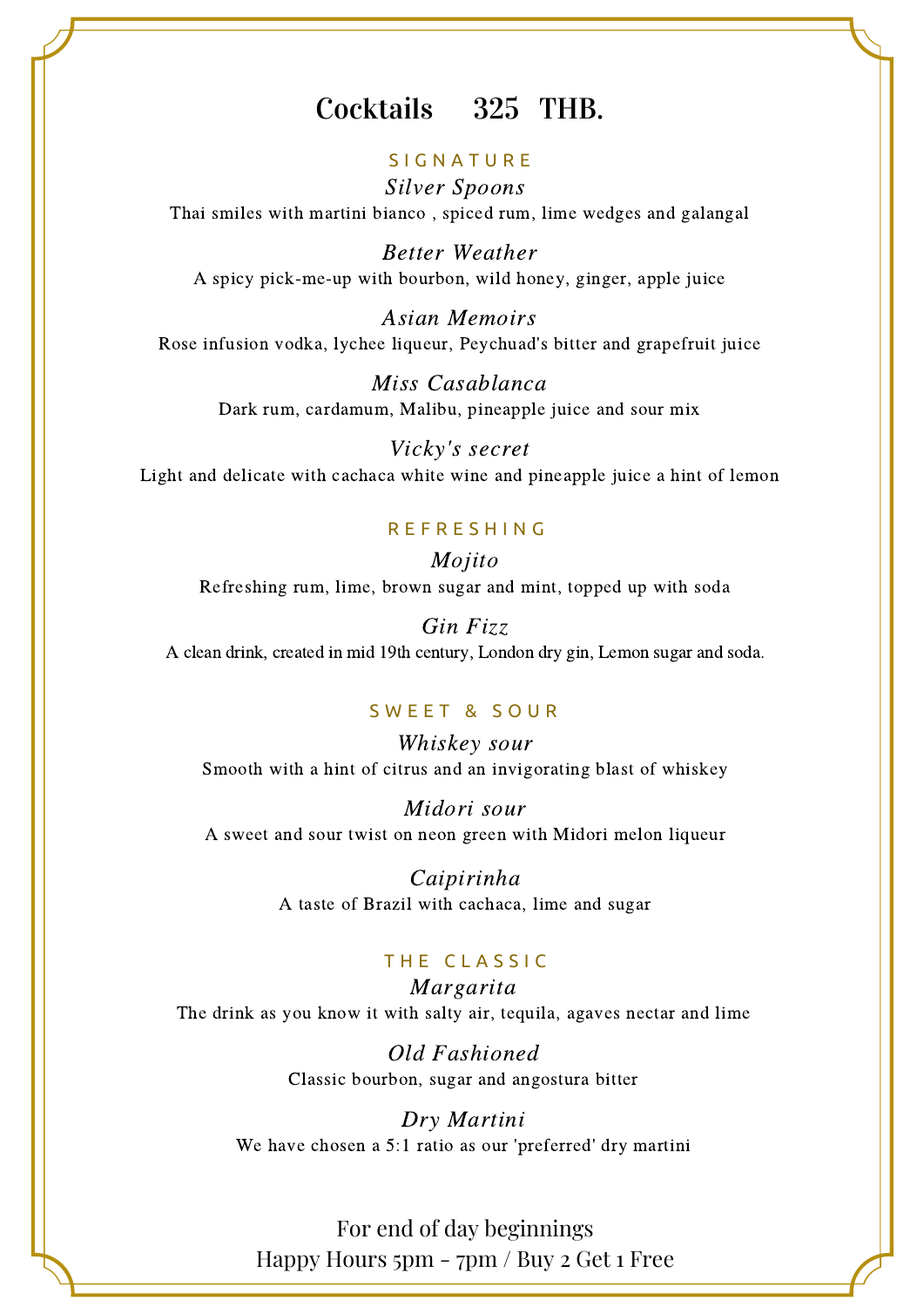# Cocktails 325 THB.

## SIGNATURE

*Silver Spoons*

Thai smiles with martini bianco , spiced rum, lime wedges and galangal

*Better Weather*

A spicy pick-me-up with bourbon, wild honey, ginger, apple juice

*Asian Memoirs*

Rose infusion vodka, lychee liqueur, Peychuad's bitter and grapefruit juice

*Miss Casablanca*

Dark rum, cardamum, Malibu, pineapple juice and sour mix

*Vicky's secret*

Light and delicate with cachaca white wine and pineapple juice a hint of lemon

## REFRESHING

*Mojito*

Refreshing rum, lime, brown sugar and mint, topped up with soda

*Gin Fizz*

A clean drink, created in mid 19th century, London dry gin, Lemon sugar and soda.

## SWEET & SOUR

*Whiskey sour*

Smooth with a hint of citrus and an invigorating blast of whiskey

*Midori sour*

A sweet and sour twist on neon green with Midori melon liqueur

*Caipirinha*

A taste of Brazil with cachaca, lime and sugar

## THE CLASSIC

*Margarita*

The drink as you know it with salty air, tequila, agaves nectar and lime

*Old Fashioned*

Classic bourbon, sugar and angostura bitter

*Dry Martini*

We have chosen a 5:1 ratio as our 'preferred' dry martini

For end of day beginnings

Happy Hours 5pm - 7pm / Buy 2 Get 1 Free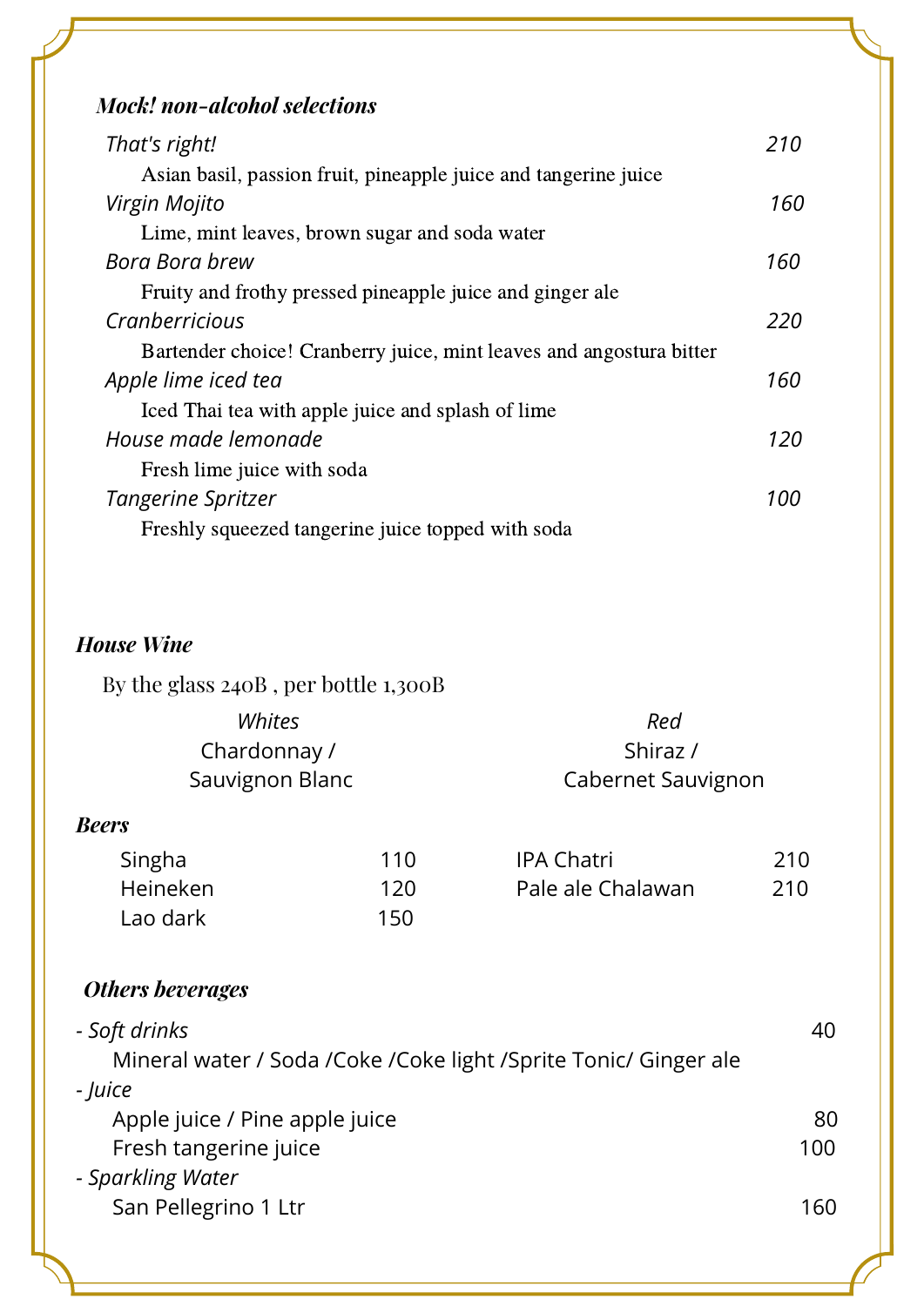### *Mock! non-alcohol selections*

*That's right!* 210
Asian basil, passion fruit, pineapple juice and tangerine juice

*Virgin Mojito* 160
Lime, mint leaves, brown sugar and soda water

*Bora Bora brew* 160
Fruity and frothy pressed pineapple juice and ginger ale

*Cranberricious* 220
Bartender choice! Cranberry juice, mint leaves and angostura bitter

*Apple lime iced tea* 160
Iced Thai tea with apple juice and splash of lime

*House made lemonade* 120
Fresh lime juice with soda

*Tangerine Spritzer* 100
Freshly squeezed tangerine juice topped with soda

### *House Wine*

By the glass 240B , per bottle 1,300B

| *Whites* | *Red* |
|---|---|
| Chardonnay / Sauvignon Blanc | Shiraz / Cabernet Sauvignon |

### *Beers*

| | | | |
|---|---|---|---|
| Singha | 110 | IPA Chatri | 210 |
| Heineken | 120 | Pale ale Chalawan | 210 |
| Lao dark | 150 | | |

### *Others beverages*

*- Soft drinks* 40
Mineral water / Soda /Coke /Coke light /Sprite Tonic/ Ginger ale

*- Juice*
Apple juice / Pine apple juice 80
Fresh tangerine juice 100

*- Sparkling Water*
San Pellegrino 1 Ltr 160